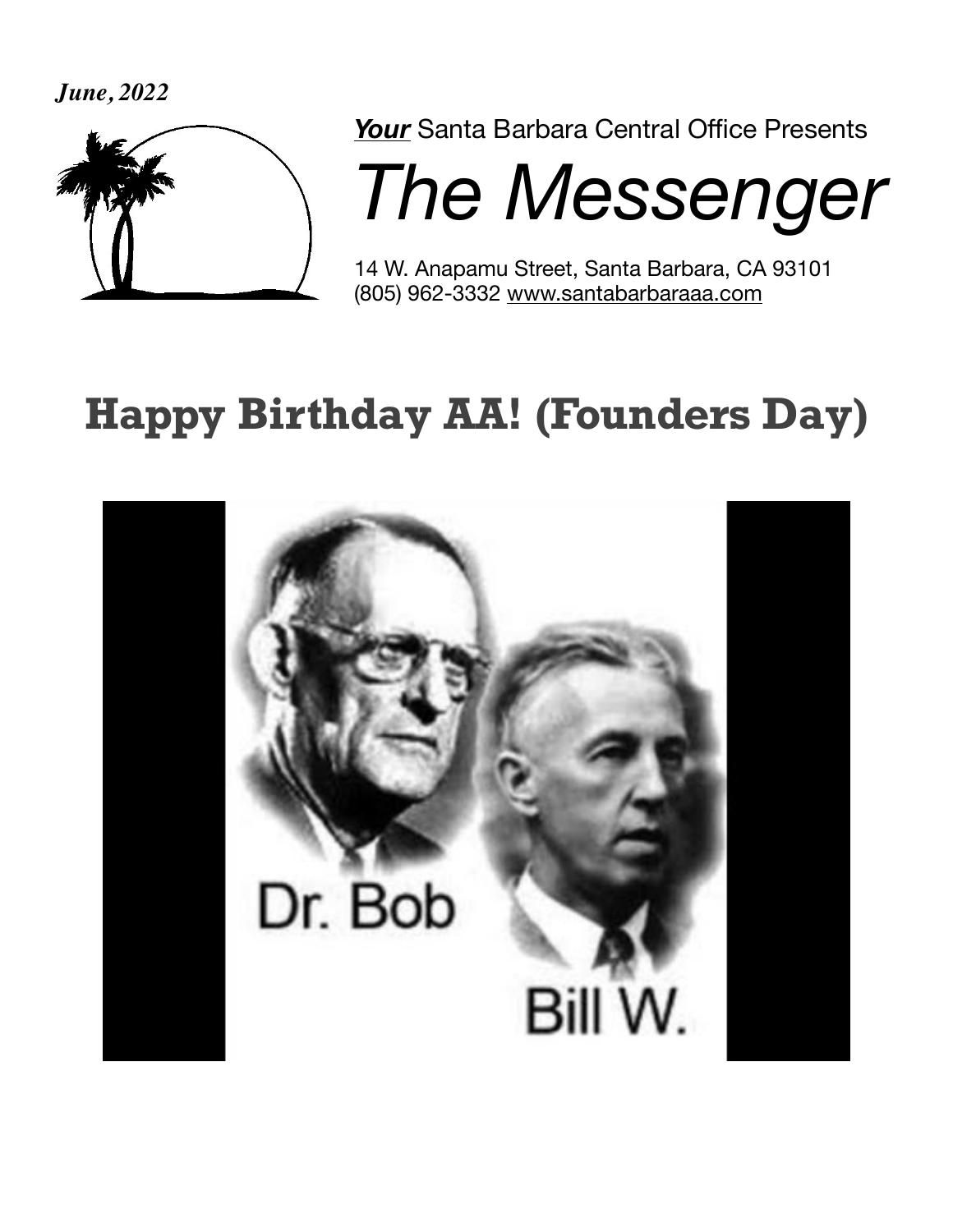*June, 2022*

***Your*** Santa Barbara Central Office Presents

# The Messenger

14 W. Anapamu Street, Santa Barbara, CA 93101
(805) 962-3332 www.santabarbaraaa.com

## Happy Birthday AA! (Founders Day)

Dr. Bob

Bill W.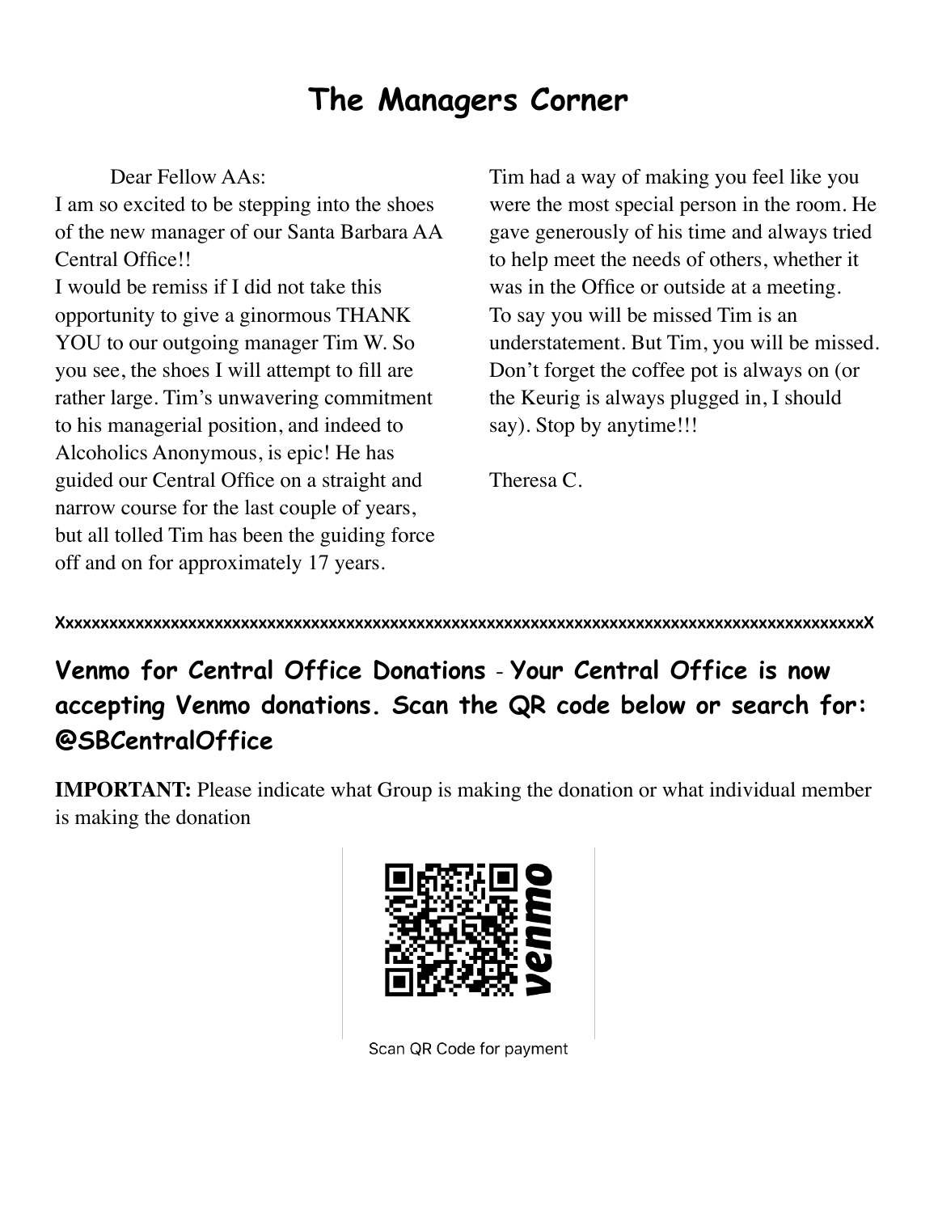# The Managers Corner

Dear Fellow AAs:

I am so excited to be stepping into the shoes of the new manager of our Santa Barbara AA Central Office!!

I would be remiss if I did not take this opportunity to give a ginormous THANK YOU to our outgoing manager Tim W. So you see, the shoes I will attempt to fill are rather large. Tim's unwavering commitment to his managerial position, and indeed to Alcoholics Anonymous, is epic! He has guided our Central Office on a straight and narrow course for the last couple of years, but all tolled Tim has been the guiding force off and on for approximately 17 years.

Tim had a way of making you feel like you were the most special person in the room. He gave generously of his time and always tried to help meet the needs of others, whether it was in the Office or outside at a meeting.

To say you will be missed Tim is an understatement. But Tim, you will be missed. Don't forget the coffee pot is always on (or the Keurig is always plugged in, I should say). Stop by anytime!!!

Theresa C.

XxxxxxxxxxxxxxxxxxxxxxxxxxxxxxxxxxxxxxxxxxxxxxxxxxxxxxxxxxxxxxxxxxxxxxxxxxxxxxxxxxxxxxxxxxxxxxxxxX

**Venmo for Central Office Donations - Your Central Office is now accepting Venmo donations. Scan the QR code below or search for: @SBCentralOffice**

**IMPORTANT:** Please indicate what Group is making the donation or what individual member is making the donation

venmo

Scan QR Code for payment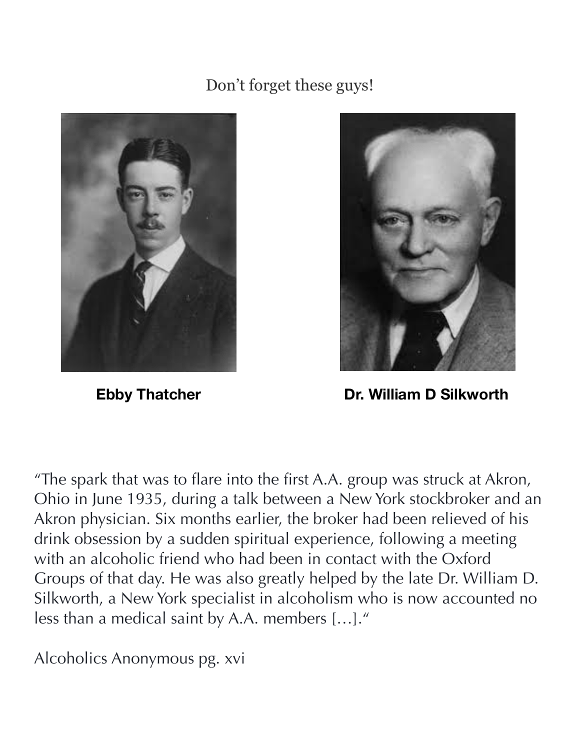Don't forget these guys!

**Ebby Thatcher**

**Dr. William D Silkworth**

"The spark that was to flare into the first A.A. group was struck at Akron, Ohio in June 1935, during a talk between a New York stockbroker and an Akron physician. Six months earlier, the broker had been relieved of his drink obsession by a sudden spiritual experience, following a meeting with an alcoholic friend who had been in contact with the Oxford Groups of that day. He was also greatly helped by the late Dr. William D. Silkworth, a New York specialist in alcoholism who is now accounted no less than a medical saint by A.A. members […]."

Alcoholics Anonymous pg. xvi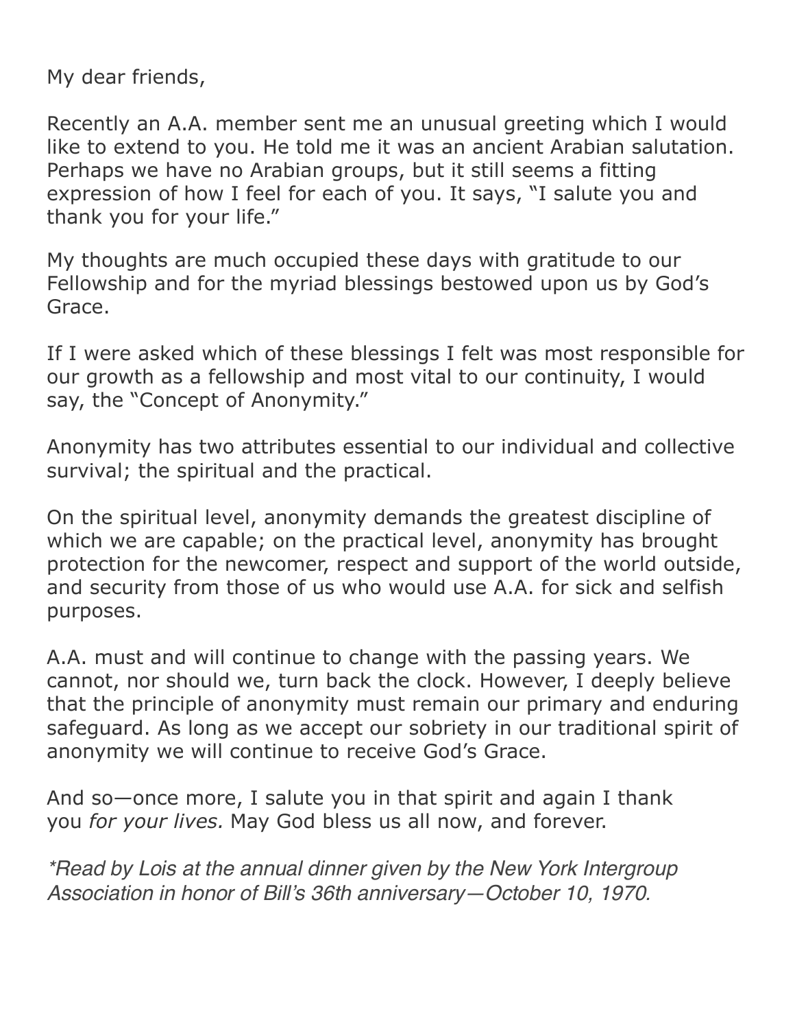My dear friends,

Recently an A.A. member sent me an unusual greeting which I would like to extend to you. He told me it was an ancient Arabian salutation. Perhaps we have no Arabian groups, but it still seems a fitting expression of how I feel for each of you. It says, "I salute you and thank you for your life."

My thoughts are much occupied these days with gratitude to our Fellowship and for the myriad blessings bestowed upon us by God's Grace.

If I were asked which of these blessings I felt was most responsible for our growth as a fellowship and most vital to our continuity, I would say, the "Concept of Anonymity."

Anonymity has two attributes essential to our individual and collective survival; the spiritual and the practical.

On the spiritual level, anonymity demands the greatest discipline of which we are capable; on the practical level, anonymity has brought protection for the newcomer, respect and support of the world outside, and security from those of us who would use A.A. for sick and selfish purposes.

A.A. must and will continue to change with the passing years. We cannot, nor should we, turn back the clock. However, I deeply believe that the principle of anonymity must remain our primary and enduring safeguard. As long as we accept our sobriety in our traditional spirit of anonymity we will continue to receive God's Grace.

And so—once more, I salute you in that spirit and again I thank you *for your lives.* May God bless us all now, and forever.

*\*Read by Lois at the annual dinner given by the New York Intergroup Association in honor of Bill's 36th anniversary—October 10, 1970.*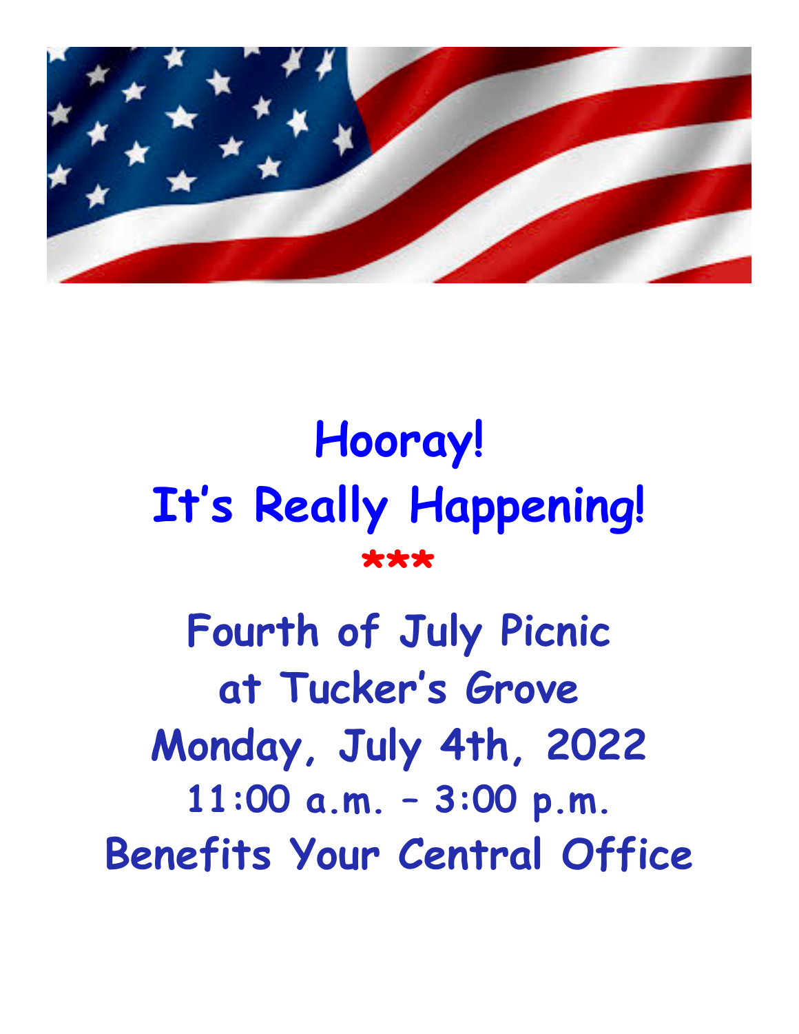# Hooray!
# It's Really Happening!

***

## Fourth of July Picnic
## at Tucker's Grove
## Monday, July 4th, 2022
## 11:00 a.m. – 3:00 p.m.
## Benefits Your Central Office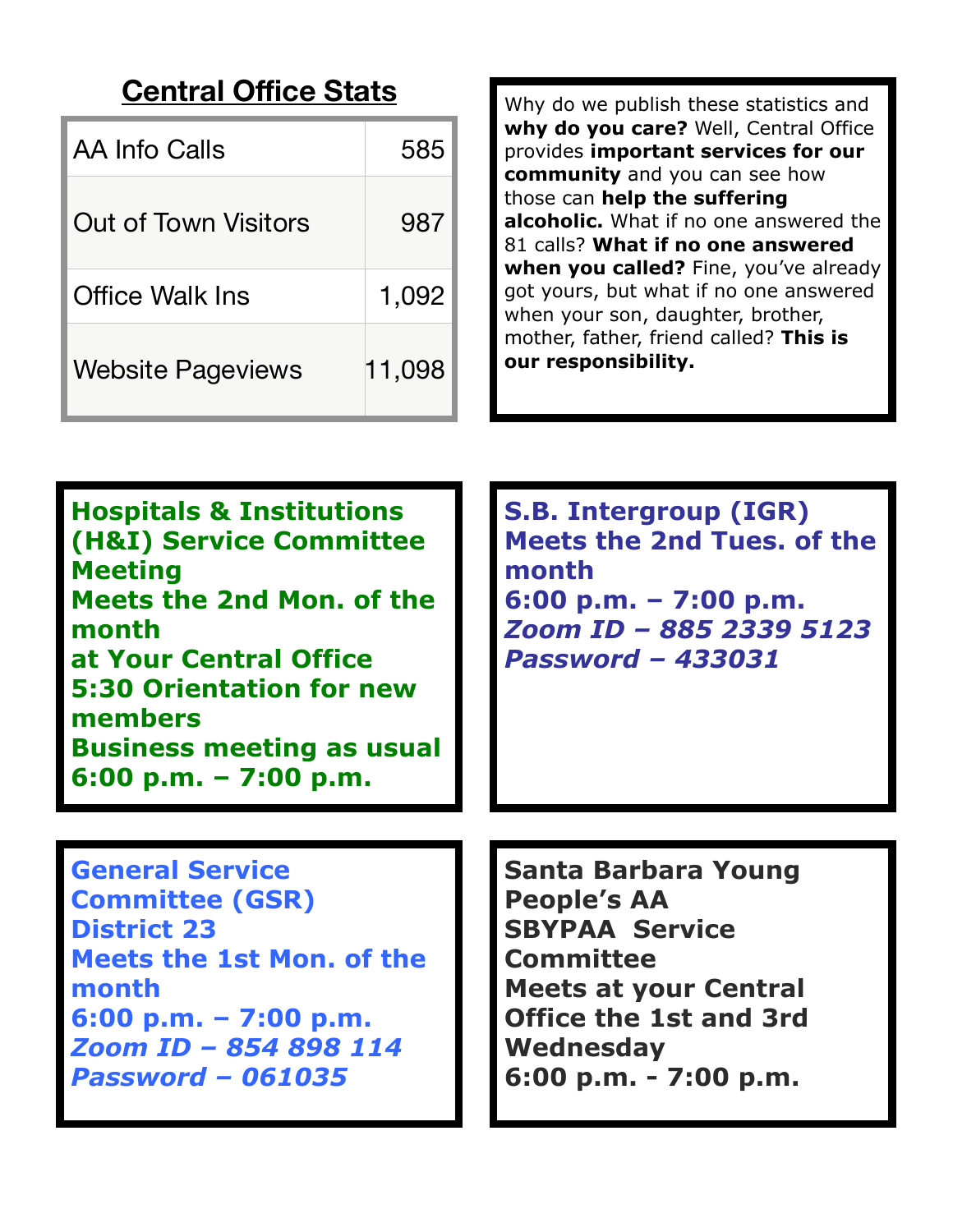## Central Office Stats

| | |
|---|---|
| AA Info Calls | 585 |
| Out of Town Visitors | 987 |
| Office Walk Ins | 1,092 |
| Website Pageviews | 11,098 |

Why do we publish these statistics and **why do you care?** Well, Central Office provides **important services for our community** and you can see how those can **help the suffering alcoholic.** What if no one answered the 81 calls? **What if no one answered when you called?** Fine, you've already got yours, but what if no one answered when your son, daughter, brother, mother, father, friend called? **This is our responsibility.**

**Hospitals & Institutions (H&I) Service Committee Meeting**
**Meets the 2nd Mon. of the month**
**at Your Central Office**
**5:30 Orientation for new members**
**Business meeting as usual**
**6:00 p.m. – 7:00 p.m.**

**S.B. Intergroup (IGR)**
**Meets the 2nd Tues. of the month**
**6:00 p.m. – 7:00 p.m.**
***Zoom ID – 885 2339 5123***
***Password – 433031***

**General Service Committee (GSR)**
**District 23**
**Meets the 1st Mon. of the month**
**6:00 p.m. – 7:00 p.m.**
***Zoom ID – 854 898 114***
***Password – 061035***

**Santa Barbara Young People's AA**
**SBYPAA Service Committee**
**Meets at your Central Office the 1st and 3rd Wednesday**
**6:00 p.m. - 7:00 p.m.**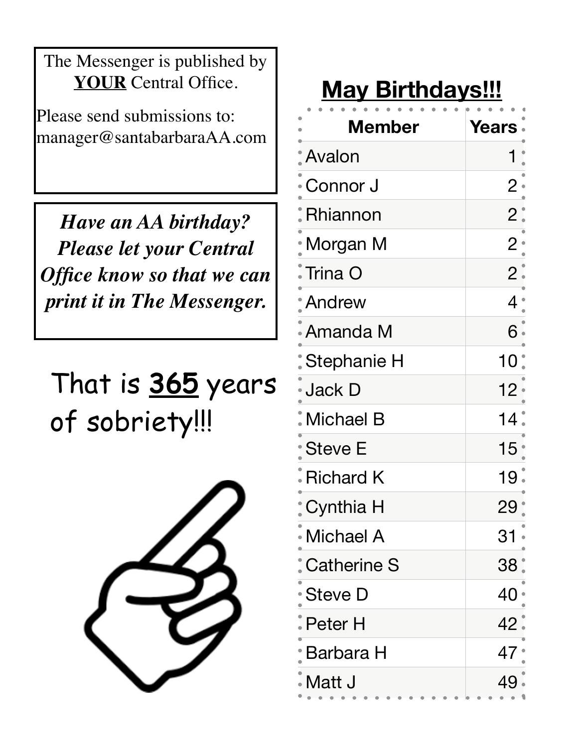The Messenger is published by **YOUR** Central Office.

Please send submissions to:
manager@santabarbaraAA.com

***Have an AA birthday? Please let your Central Office know so that we can print it in The Messenger.***

That is **365** years of sobriety!!!

## May Birthdays!!!

| Member | Years |
|---|---|
| Avalon | 1 |
| Connor J | 2 |
| Rhiannon | 2 |
| Morgan M | 2 |
| Trina O | 2 |
| Andrew | 4 |
| Amanda M | 6 |
| Stephanie H | 10 |
| Jack D | 12 |
| Michael B | 14 |
| Steve E | 15 |
| Richard K | 19 |
| Cynthia H | 29 |
| Michael A | 31 |
| Catherine S | 38 |
| Steve D | 40 |
| Peter H | 42 |
| Barbara H | 47 |
| Matt J | 49 |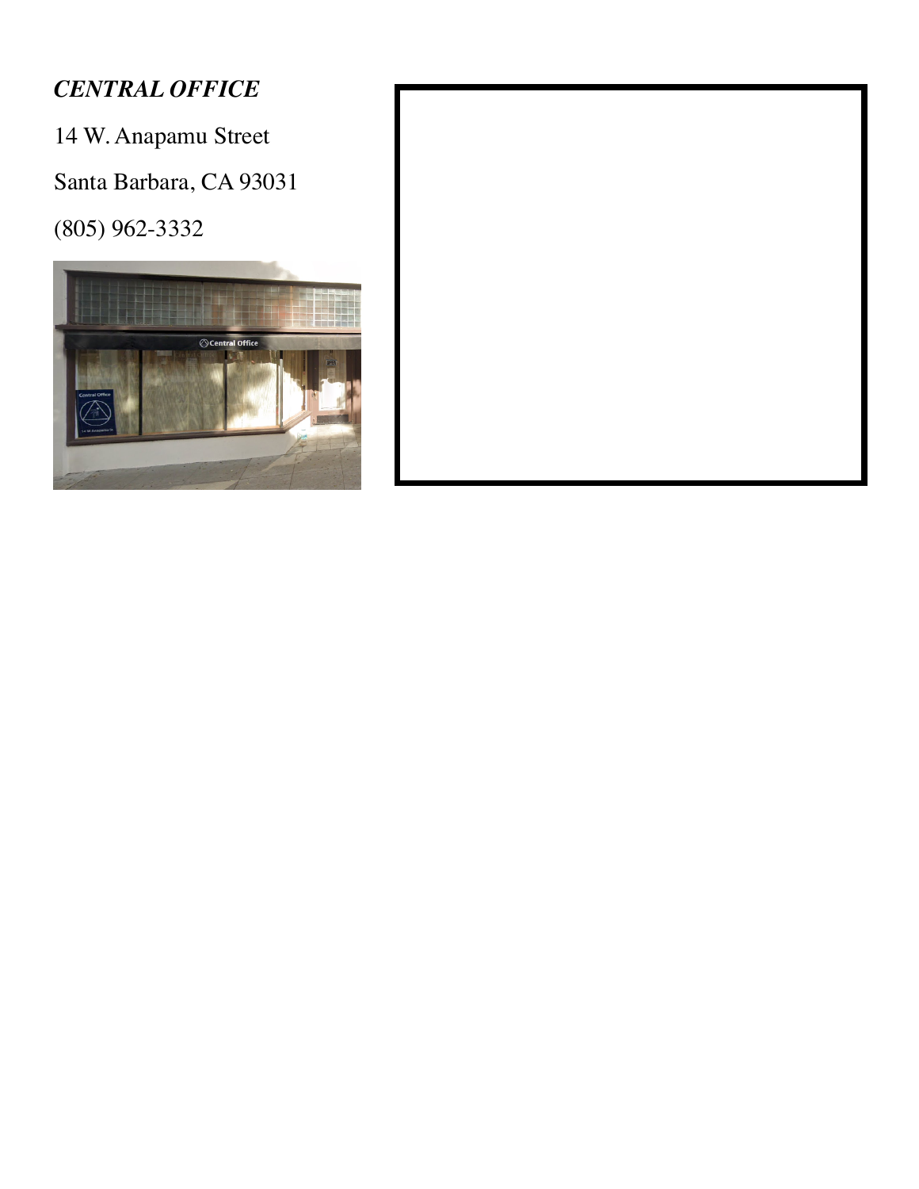***CENTRAL OFFICE***

14 W. Anapamu Street

Santa Barbara, CA 93031

(805) 962-3332